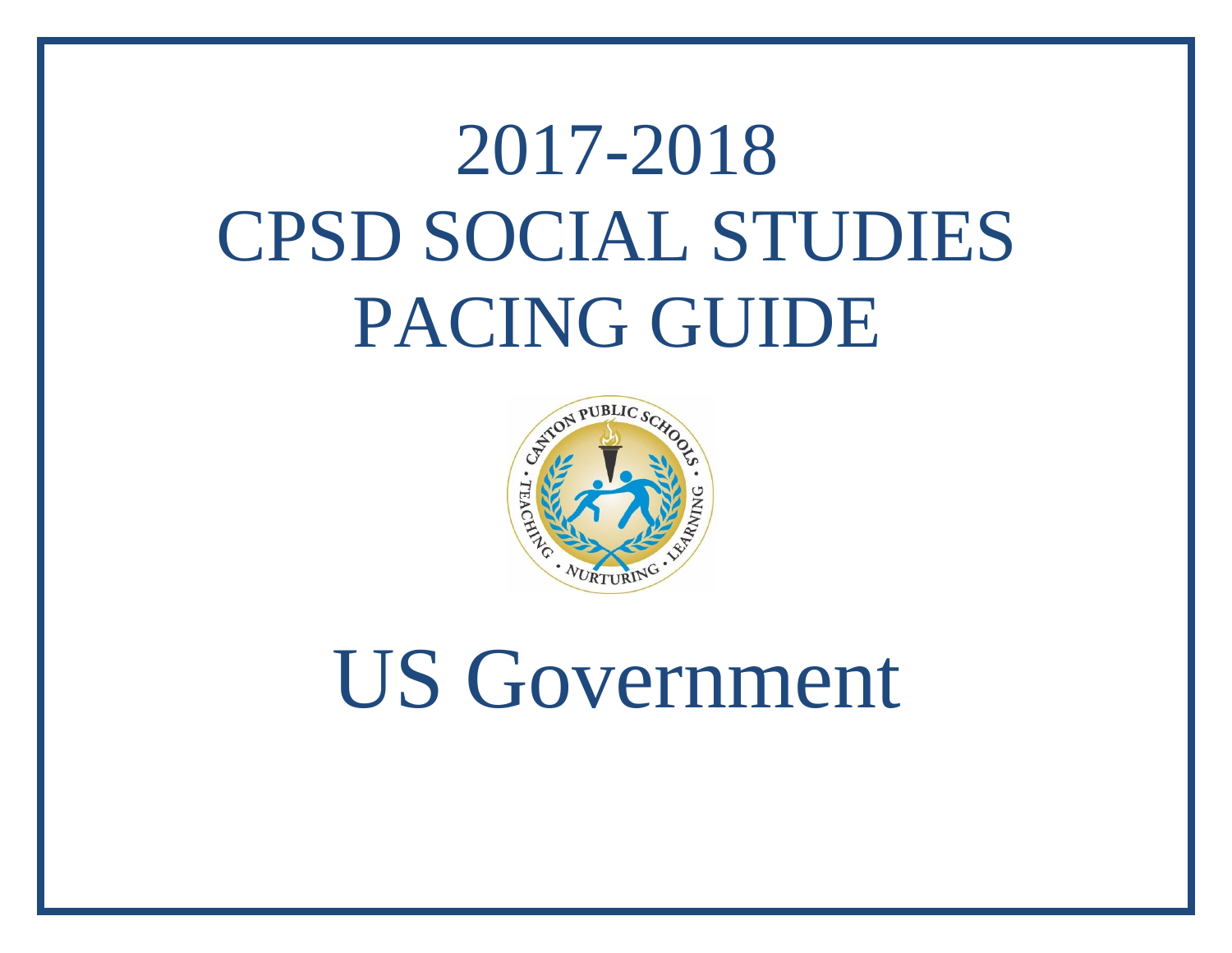# 2017-2018
# CPSD SOCIAL STUDIES
# PACING GUIDE

# US Government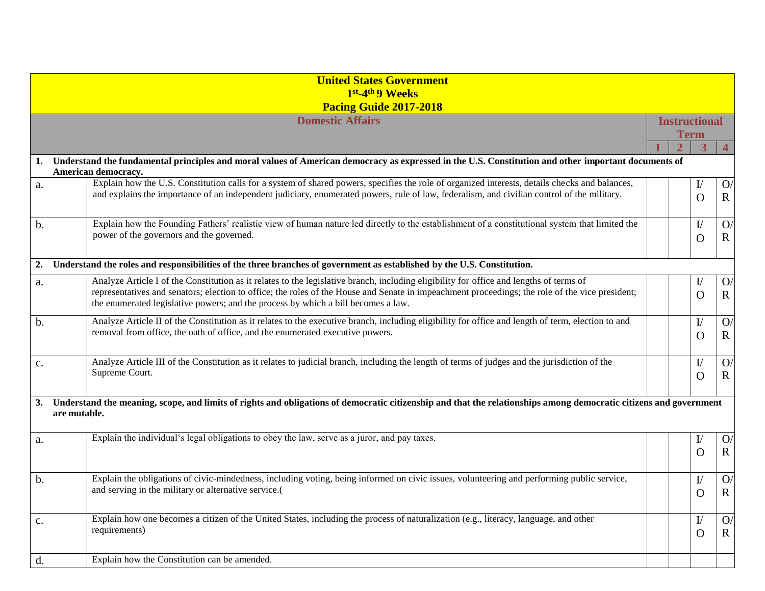| United States Government<br>1st-4th 9 Weeks<br>Pacing Guide 2017-2018 | | | | | |
|---|---|---|---|---|---|
| **Domestic Affairs** | | **Instructional Term** | | | |
| | | **1** | **2** | **3** | **4** |
| **1. Understand the fundamental principles and moral values of American democracy as expressed in the U.S. Constitution and other important documents of American democracy.** | | | | | |
| a. | Explain how the U.S. Constitution calls for a system of shared powers, specifies the role of organized interests, details checks and balances, and explains the importance of an independent judiciary, enumerated powers, rule of law, federalism, and civilian control of the military. | | | I/O | O/R |
| b. | Explain how the Founding Fathers' realistic view of human nature led directly to the establishment of a constitutional system that limited the power of the governors and the governed. | | | I/O | O/R |
| **2. Understand the roles and responsibilities of the three branches of government as established by the U.S. Constitution.** | | | | | |
| a. | Analyze Article I of the Constitution as it relates to the legislative branch, including eligibility for office and lengths of terms of representatives and senators; election to office; the roles of the House and Senate in impeachment proceedings; the role of the vice president; the enumerated legislative powers; and the process by which a bill becomes a law. | | | I/O | O/R |
| b. | Analyze Article II of the Constitution as it relates to the executive branch, including eligibility for office and length of term, election to and removal from office, the oath of office, and the enumerated executive powers. | | | I/O | O/R |
| c. | Analyze Article III of the Constitution as it relates to judicial branch, including the length of terms of judges and the jurisdiction of the Supreme Court. | | | I/O | O/R |
| **3. Understand the meaning, scope, and limits of rights and obligations of democratic citizenship and that the relationships among democratic citizens and government are mutable.** | | | | | |
| a. | Explain the individual's legal obligations to obey the law, serve as a juror, and pay taxes. | | | I/O | O/R |
| b. | Explain the obligations of civic-mindedness, including voting, being informed on civic issues, volunteering and performing public service, and serving in the military or alternative service.( | | | I/O | O/R |
| c. | Explain how one becomes a citizen of the United States, including the process of naturalization (e.g., literacy, language, and other requirements) | | | I/O | O/R |
| d. | Explain how the Constitution can be amended. | | | | |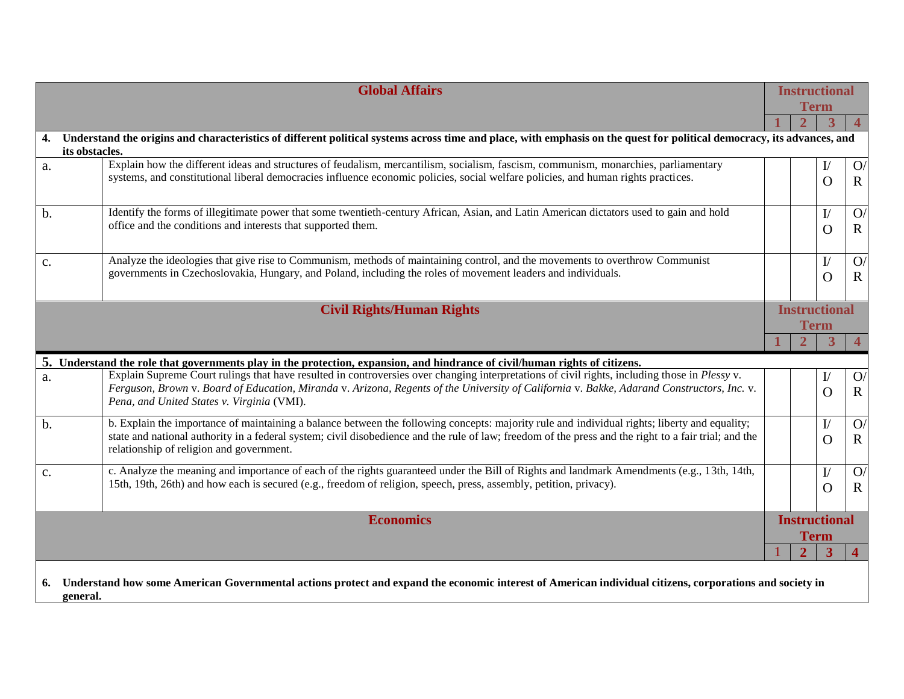| Global Affairs | | Instructional Term | | | |
|---|---|---|---|---|---|
| | | 1 | 2 | 3 | 4 |
| **4. Understand the origins and characteristics of different political systems across time and place, with emphasis on the quest for political democracy, its advances, and its obstacles.** | | | | | |
| a. | Explain how the different ideas and structures of feudalism, mercantilism, socialism, fascism, communism, monarchies, parliamentary systems, and constitutional liberal democracies influence economic policies, social welfare policies, and human rights practices. | | | I/O | O/R |
| b. | Identify the forms of illegitimate power that some twentieth-century African, Asian, and Latin American dictators used to gain and hold office and the conditions and interests that supported them. | | | I/O | O/R |
| c. | Analyze the ideologies that give rise to Communism, methods of maintaining control, and the movements to overthrow Communist governments in Czechoslovakia, Hungary, and Poland, including the roles of movement leaders and individuals. | | | I/O | O/R |

| Civil Rights/Human Rights | | Instructional Term | | | |
|---|---|---|---|---|---|
| | | 1 | 2 | 3 | 4 |
| **5. Understand the role that governments play in the protection, expansion, and hindrance of civil/human rights of citizens.** | | | | | |
| a. | Explain Supreme Court rulings that have resulted in controversies over changing interpretations of civil rights, including those in *Plessy* v. *Ferguson, Brown* v. *Board of Education, Miranda* v. *Arizona, Regents of the University of California* v. *Bakke, Adarand Constructors, Inc.* v. *Pena, and United States v. Virginia* (VMI). | | | I/O | O/R |
| b. | b. Explain the importance of maintaining a balance between the following concepts: majority rule and individual rights; liberty and equality; state and national authority in a federal system; civil disobedience and the rule of law; freedom of the press and the right to a fair trial; and the relationship of religion and government. | | | I/O | O/R |
| c. | c. Analyze the meaning and importance of each of the rights guaranteed under the Bill of Rights and landmark Amendments (e.g., 13th, 14th, 15th, 19th, 26th) and how each is secured (e.g., freedom of religion, speech, press, assembly, petition, privacy). | | | I/O | O/R |

| Economics | | Instructional Term | | | |
|---|---|---|---|---|---|
| | | 1 | 2 | 3 | 4 |
| **6. Understand how some American Governmental actions protect and expand the economic interest of American individual citizens, corporations and society in general.** | | | | | |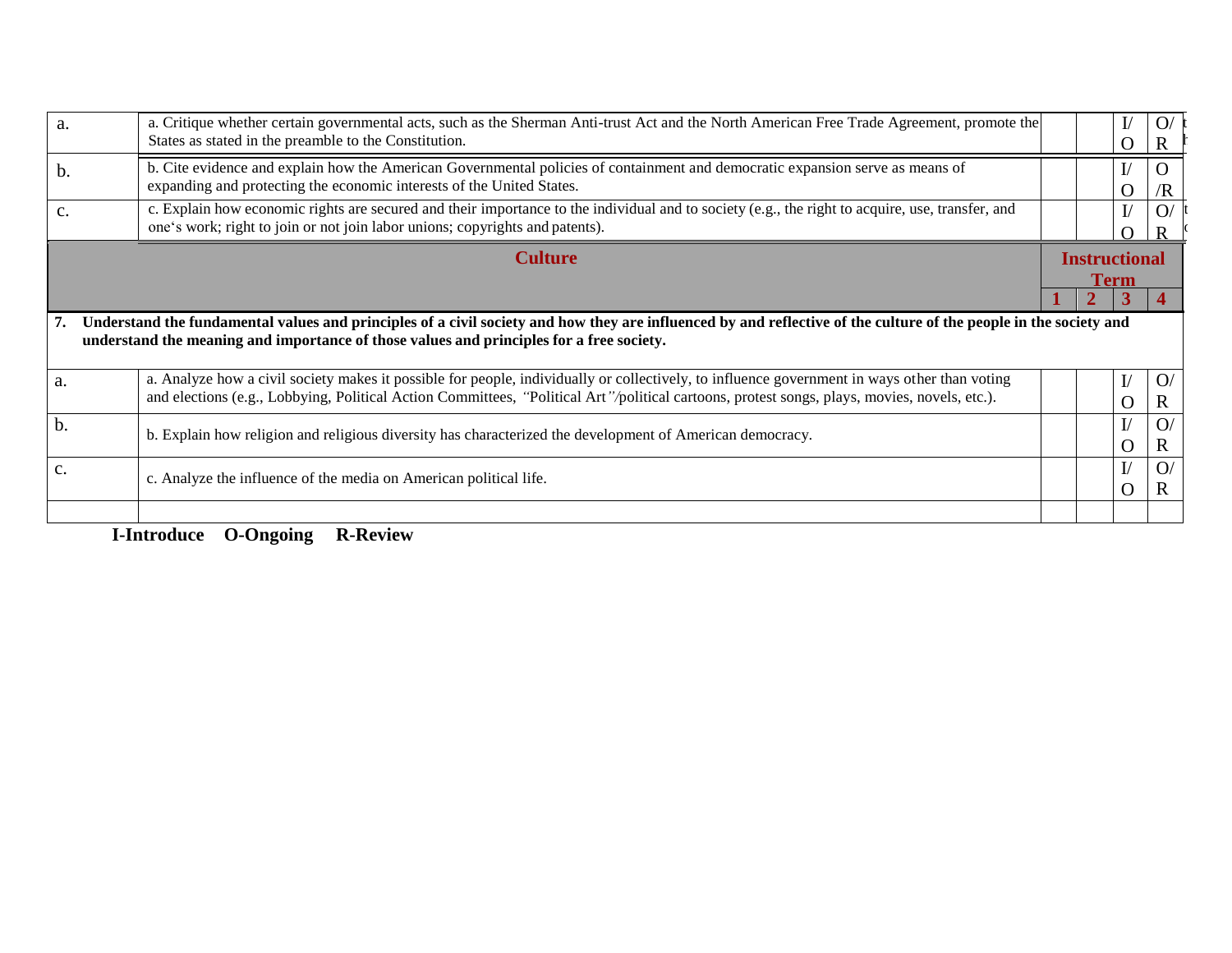| | | 1 | 2 | 3 | 4 |
|---|---|---|---|---|---|
| a. | a. Critique whether certain governmental acts, such as the Sherman Anti-trust Act and the North American Free Trade Agreement, promote the States as stated in the preamble to the Constitution. | | | I/O | O/R |
| b. | b. Cite evidence and explain how the American Governmental policies of containment and democratic expansion serve as means of expanding and protecting the economic interests of the United States. | | | I/O | O/R |
| c. | c. Explain how economic rights are secured and their importance to the individual and to society (e.g., the right to acquire, use, transfer, and one's work; right to join or not join labor unions; copyrights and patents). | | | I/O | O/R |

| | **Culture** | **Instructional Term** | | | |
|---|---|---|---|---|---|
| | | **1** | **2** | **3** | **4** |
| **7.** | **Understand the fundamental values and principles of a civil society and how they are influenced by and reflective of the culture of the people in the society and understand the meaning and importance of those values and principles for a free society.** | | | | |
| a. | a. Analyze how a civil society makes it possible for people, individually or collectively, to influence government in ways other than voting and elections (e.g., Lobbying, Political Action Committees, "Political Art"/political cartoons, protest songs, plays, movies, novels, etc.). | | | I/O | O/R |
| b. | b. Explain how religion and religious diversity has characterized the development of American democracy. | | | I/O | O/R |
| c. | c. Analyze the influence of the media on American political life. | | | I/O | O/R |
| | | | | | |

**I-Introduce O-Ongoing R-Review**